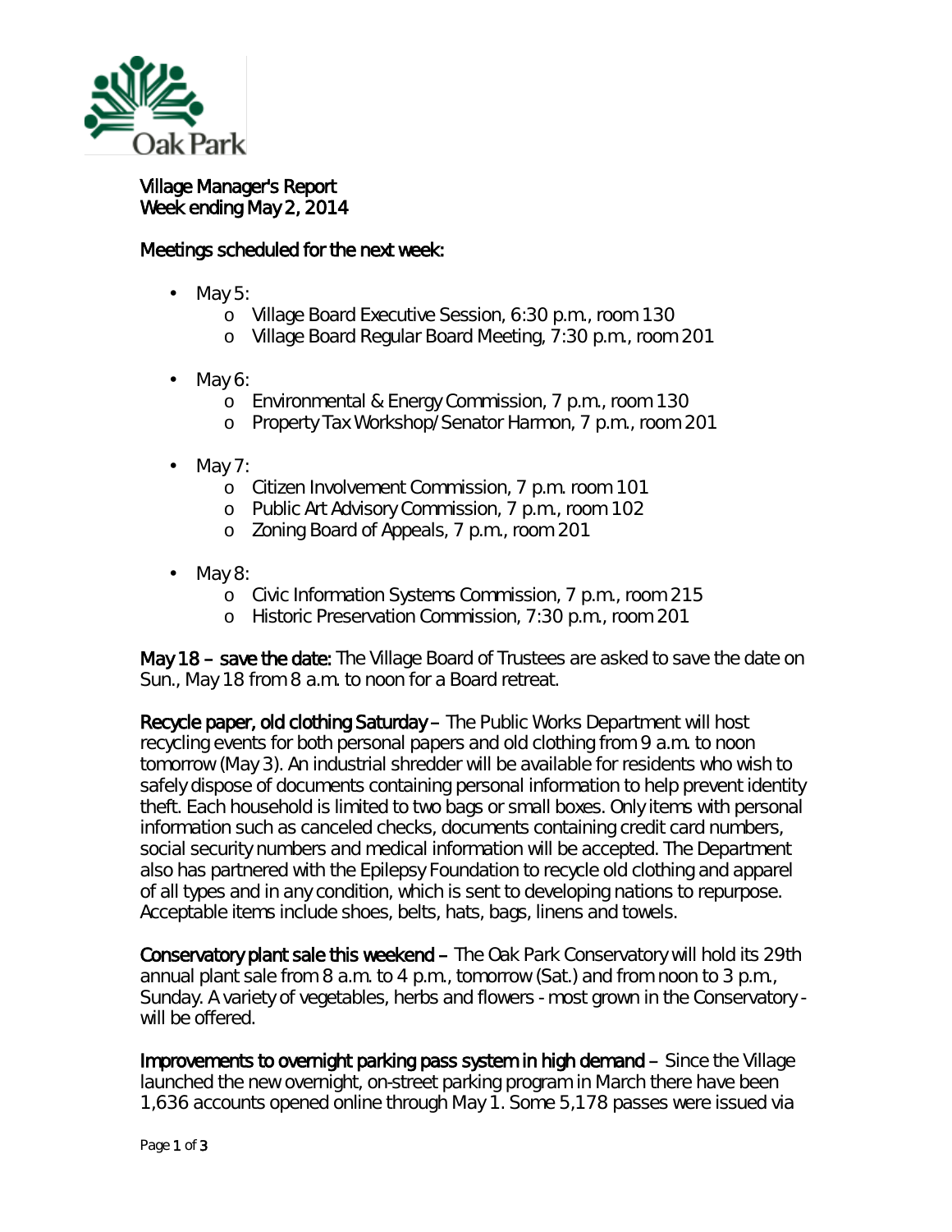Oak Park

# Village Manager's Report
Week ending May 2, 2014

## Meetings scheduled for the next week:

- May 5:
  - Village Board Executive Session, 6:30 p.m., room 130
  - Village Board Regular Board Meeting, 7:30 p.m., room 201
- May 6:
  - Environmental & Energy Commission, 7 p.m., room 130
  - Property Tax Workshop/Senator Harmon, 7 p.m., room 201
- May 7:
  - Citizen Involvement Commission, 7 p.m. room 101
  - Public Art Advisory Commission, 7 p.m., room 102
  - Zoning Board of Appeals, 7 p.m., room 201
- May 8:
  - Civic Information Systems Commission, 7 p.m., room 215
  - Historic Preservation Commission, 7:30 p.m., room 201

**May 18 – save the date:** The Village Board of Trustees are asked to save the date on Sun., May 18 from 8 a.m. to noon for a Board retreat.

**Recycle paper, old clothing Saturday –** The Public Works Department will host recycling events for both personal papers and old clothing from 9 a.m. to noon tomorrow (May 3). An industrial shredder will be available for residents who wish to safely dispose of documents containing personal information to help prevent identity theft. Each household is limited to two bags or small boxes. Only items with personal information such as canceled checks, documents containing credit card numbers, social security numbers and medical information will be accepted. The Department also has partnered with the Epilepsy Foundation to recycle old clothing and apparel of all types and in any condition, which is sent to developing nations to repurpose. Acceptable items include shoes, belts, hats, bags, linens and towels.

**Conservatory plant sale this weekend –** The Oak Park Conservatory will hold its 29th annual plant sale from 8 a.m. to 4 p.m., tomorrow (Sat.) and from noon to 3 p.m., Sunday. A variety of vegetables, herbs and flowers - most grown in the Conservatory - will be offered.

**Improvements to overnight parking pass system in high demand –** Since the Village launched the new overnight, on-street parking program in March there have been 1,636 accounts opened online through May 1. Some 5,178 passes were issued via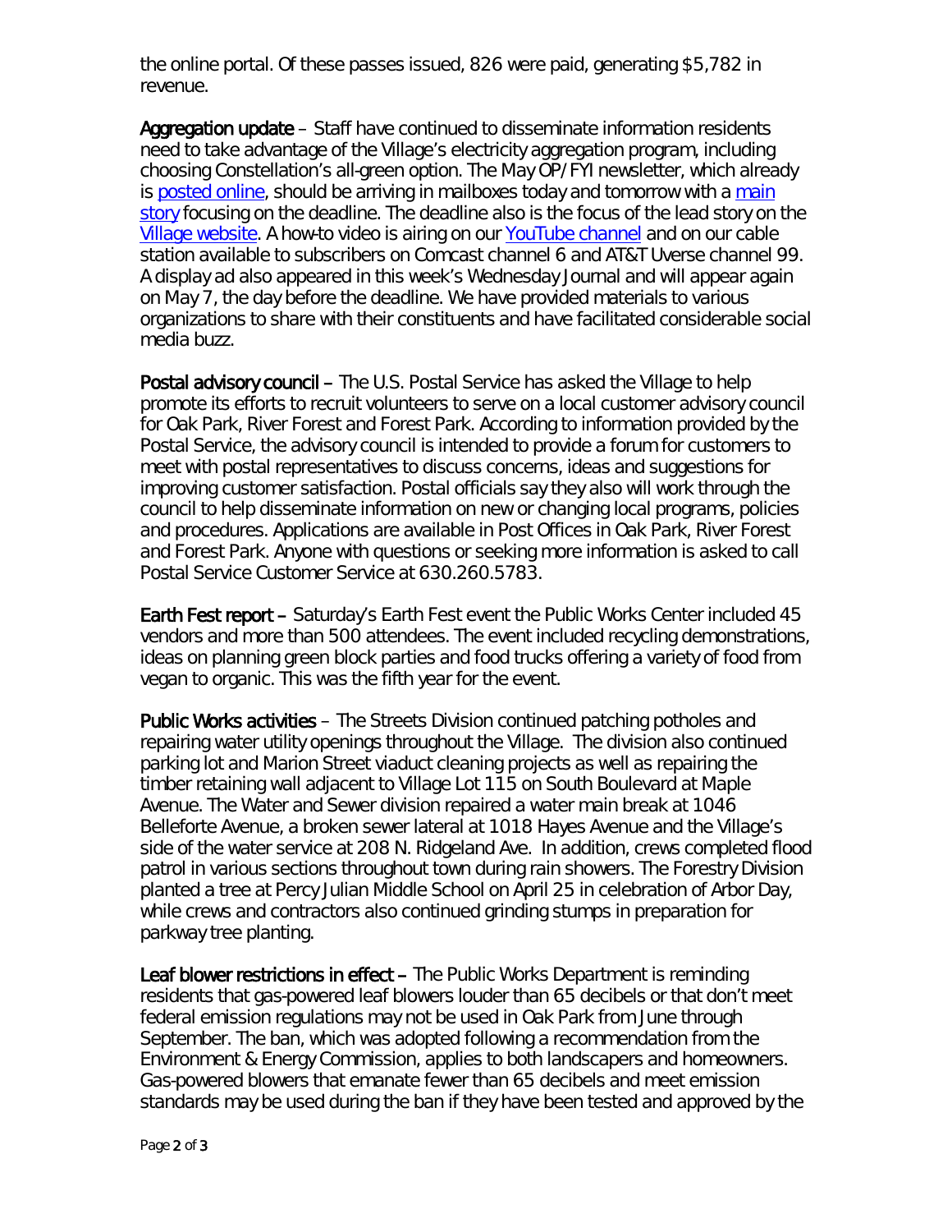the online portal. Of these passes issued, 826 were paid, generating $5,782 in revenue.

**Aggregation update** – Staff have continued to disseminate information residents need to take advantage of the Village's electricity aggregation program, including choosing Constellation's all-green option. The May OP/FYI newsletter, which already is posted online, should be arriving in mailboxes today and tomorrow with a main story focusing on the deadline. The deadline also is the focus of the lead story on the Village website. A how-to video is airing on our YouTube channel and on our cable station available to subscribers on Comcast channel 6 and AT&T Uverse channel 99. A display ad also appeared in this week's Wednesday Journal and will appear again on May 7, the day before the deadline. We have provided materials to various organizations to share with their constituents and have facilitated considerable social media buzz.

**Postal advisory council** – The U.S. Postal Service has asked the Village to help promote its efforts to recruit volunteers to serve on a local customer advisory council for Oak Park, River Forest and Forest Park. According to information provided by the Postal Service, the advisory council is intended to provide a forum for customers to meet with postal representatives to discuss concerns, ideas and suggestions for improving customer satisfaction. Postal officials say they also will work through the council to help disseminate information on new or changing local programs, policies and procedures. Applications are available in Post Offices in Oak Park, River Forest and Forest Park. Anyone with questions or seeking more information is asked to call Postal Service Customer Service at 630.260.5783.

**Earth Fest report** – Saturday's Earth Fest event the Public Works Center included 45 vendors and more than 500 attendees. The event included recycling demonstrations, ideas on planning green block parties and food trucks offering a variety of food from vegan to organic. This was the fifth year for the event.

**Public Works activities** – The Streets Division continued patching potholes and repairing water utility openings throughout the Village. The division also continued parking lot and Marion Street viaduct cleaning projects as well as repairing the timber retaining wall adjacent to Village Lot 115 on South Boulevard at Maple Avenue. The Water and Sewer division repaired a water main break at 1046 Belleforte Avenue, a broken sewer lateral at 1018 Hayes Avenue and the Village's side of the water service at 208 N. Ridgeland Ave. In addition, crews completed flood patrol in various sections throughout town during rain showers. The Forestry Division planted a tree at Percy Julian Middle School on April 25 in celebration of Arbor Day, while crews and contractors also continued grinding stumps in preparation for parkway tree planting.

**Leaf blower restrictions in effect** – The Public Works Department is reminding residents that gas-powered leaf blowers louder than 65 decibels or that don't meet federal emission regulations may not be used in Oak Park from June through September. The ban, which was adopted following a recommendation from the Environment & Energy Commission, applies to both landscapers and homeowners. Gas-powered blowers that emanate fewer than 65 decibels and meet emission standards may be used during the ban if they have been tested and approved by the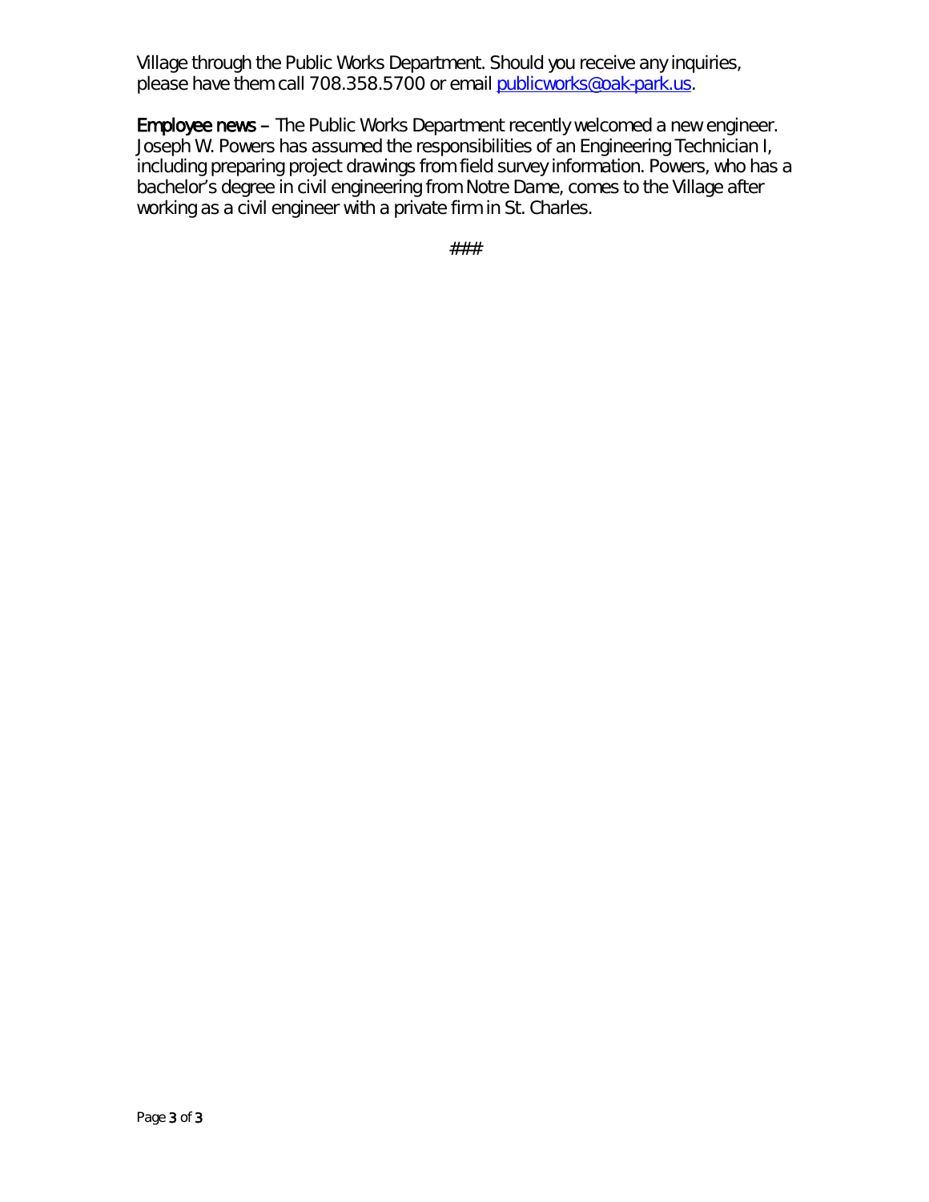Village through the Public Works Department. Should you receive any inquiries, please have them call 708.358.5700 or email publicworks@oak-park.us.

**Employee news** – The Public Works Department recently welcomed a new engineer. Joseph W. Powers has assumed the responsibilities of an Engineering Technician I, including preparing project drawings from field survey information. Powers, who has a bachelor's degree in civil engineering from Notre Dame, comes to the Village after working as a civil engineer with a private firm in St. Charles.

###